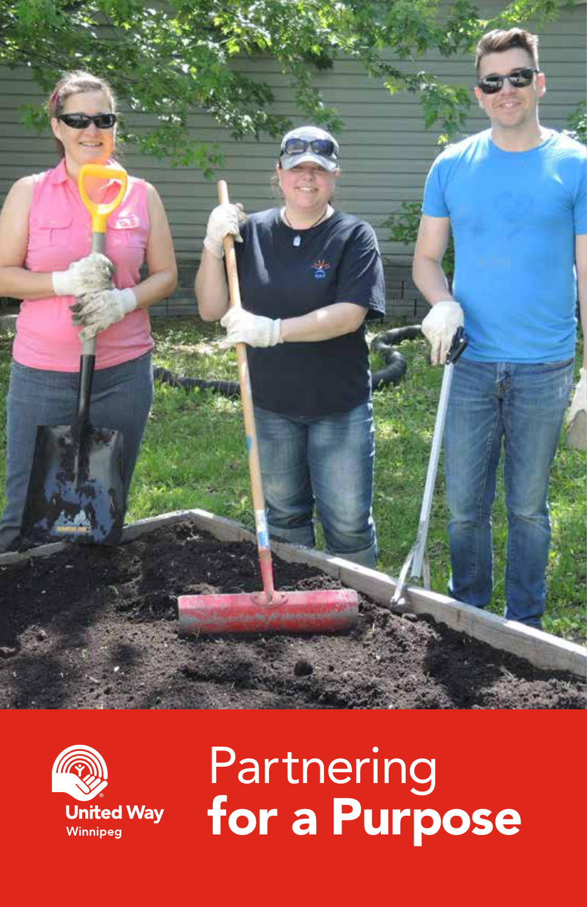United Way
Winnipeg

# Partnering **for a Purpose**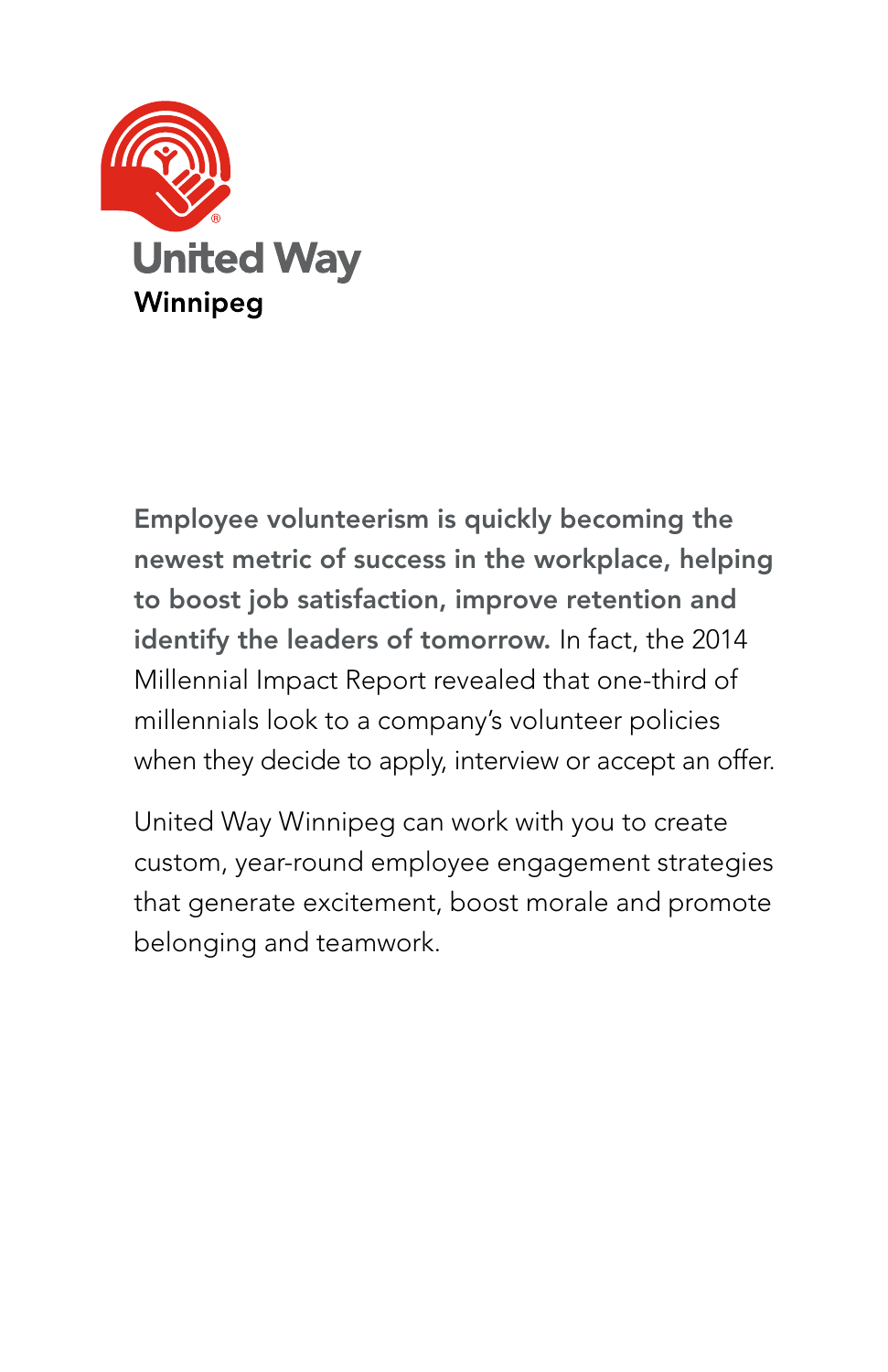United Way

Winnipeg

**Employee volunteerism is quickly becoming the newest metric of success in the workplace, helping to boost job satisfaction, improve retention and identify the leaders of tomorrow.** In fact, the 2014 Millennial Impact Report revealed that one-third of millennials look to a company's volunteer policies when they decide to apply, interview or accept an offer.

United Way Winnipeg can work with you to create custom, year-round employee engagement strategies that generate excitement, boost morale and promote belonging and teamwork.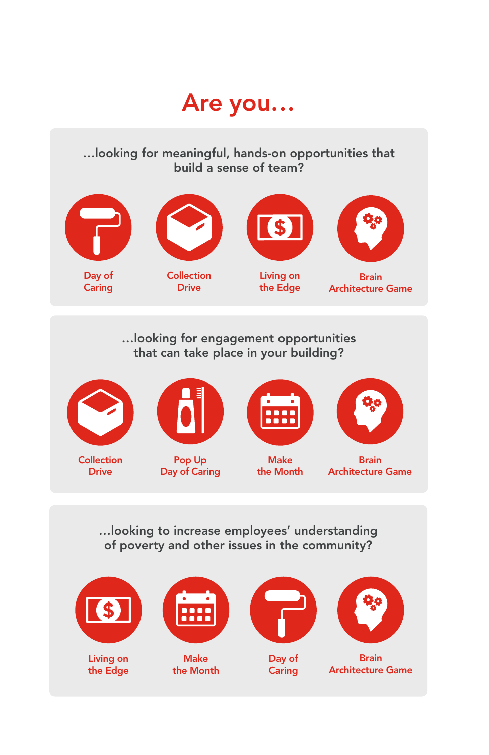# Are you…

## …looking for meaningful, hands-on opportunities that build a sense of team?

- Day of Caring
- Collection Drive
- Living on the Edge
- Brain Architecture Game

## …looking for engagement opportunities that can take place in your building?

- Collection Drive
- Pop Up Day of Caring
- Make the Month
- Brain Architecture Game

## …looking to increase employees' understanding of poverty and other issues in the community?

- Living on the Edge
- Make the Month
- Day of Caring
- Brain Architecture Game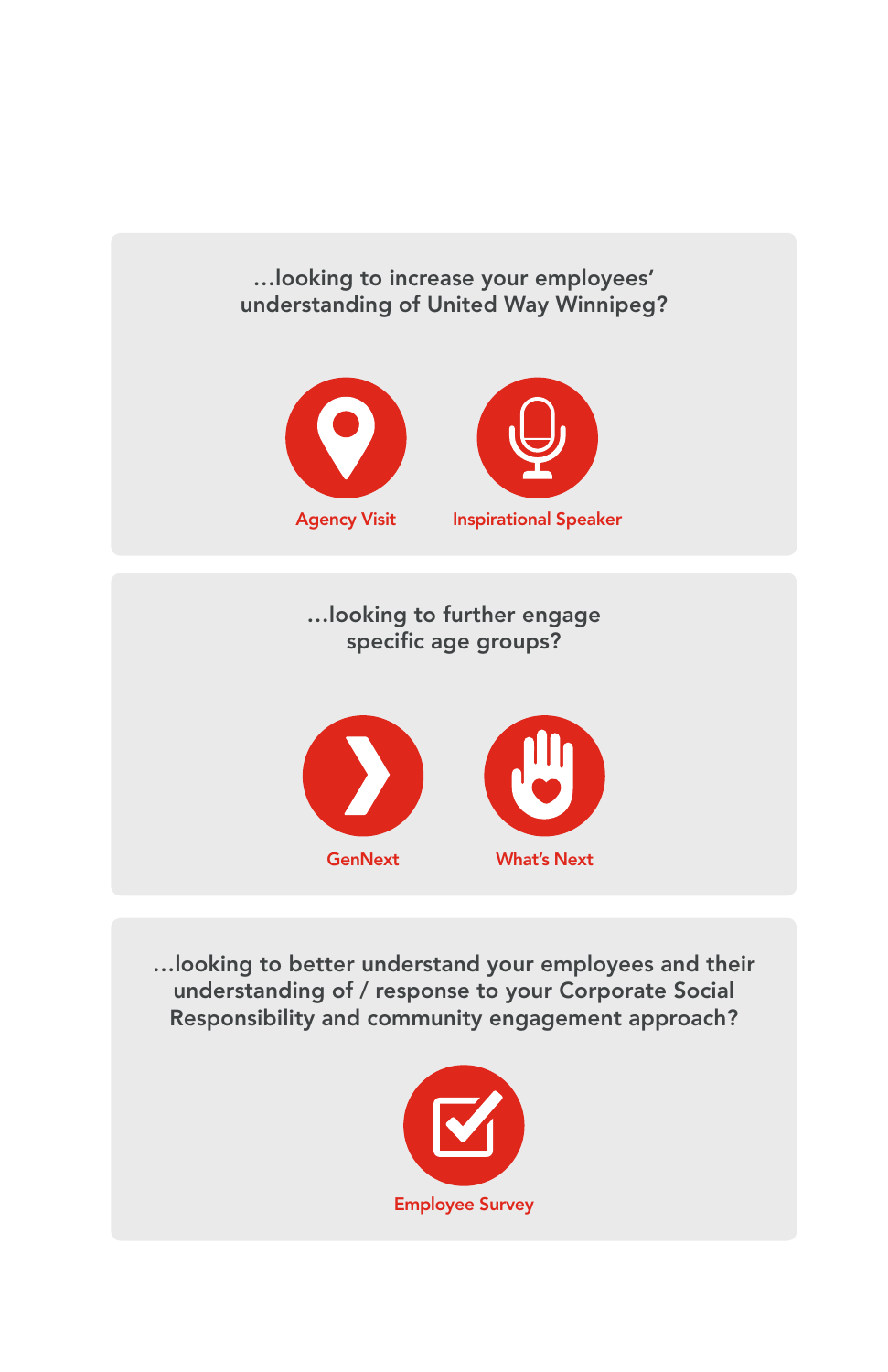…looking to increase your employees' understanding of United Way Winnipeg?

Agency Visit

Inspirational Speaker

…looking to further engage specific age groups?

GenNext

What's Next

…looking to better understand your employees and their understanding of / response to your Corporate Social Responsibility and community engagement approach?

Employee Survey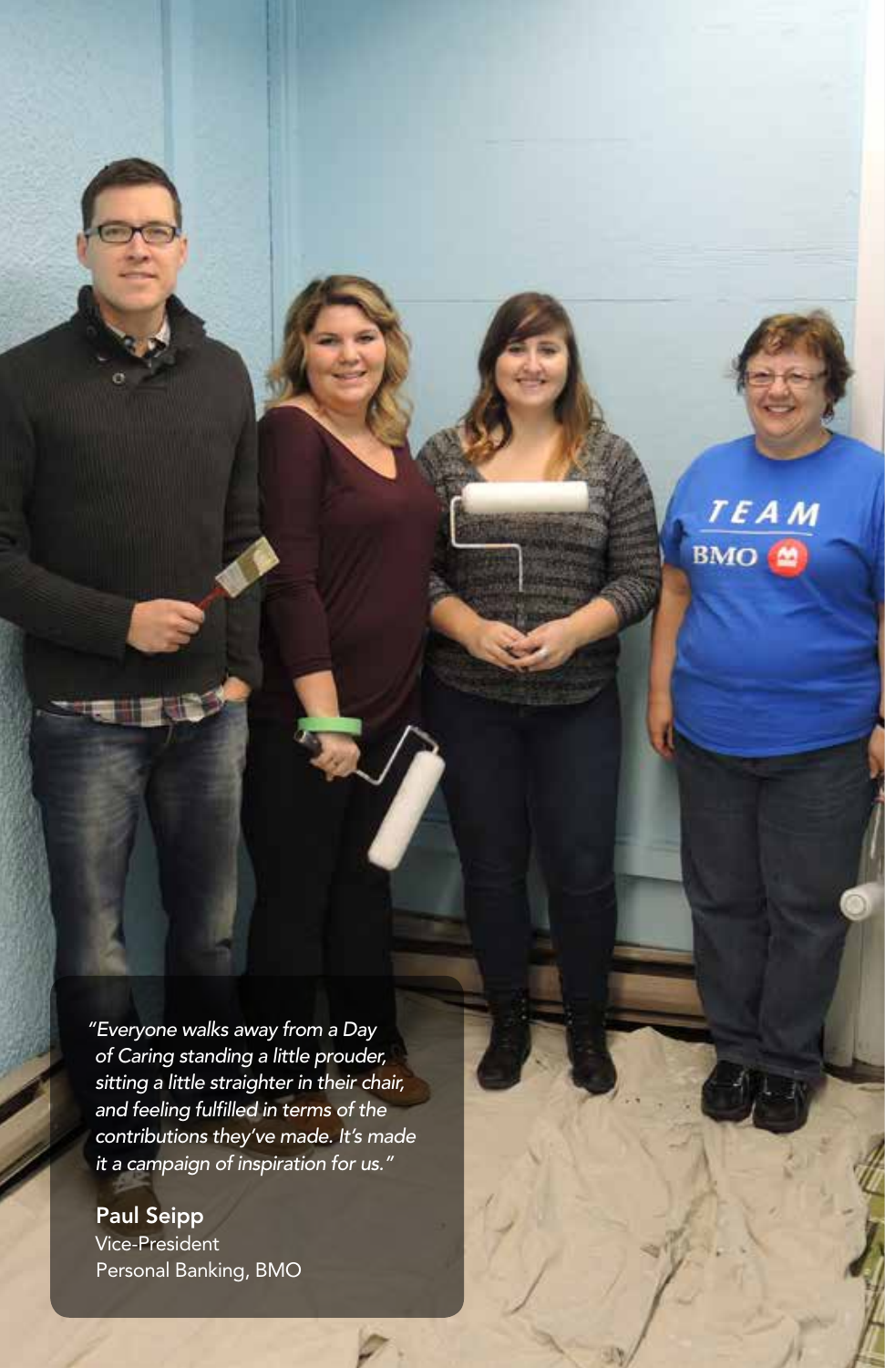*"Everyone walks away from a Day of Caring standing a little prouder, sitting a little straighter in their chair, and feeling fulfilled in terms of the contributions they've made. It's made it a campaign of inspiration for us."*

**Paul Seipp**
Vice-President
Personal Banking, BMO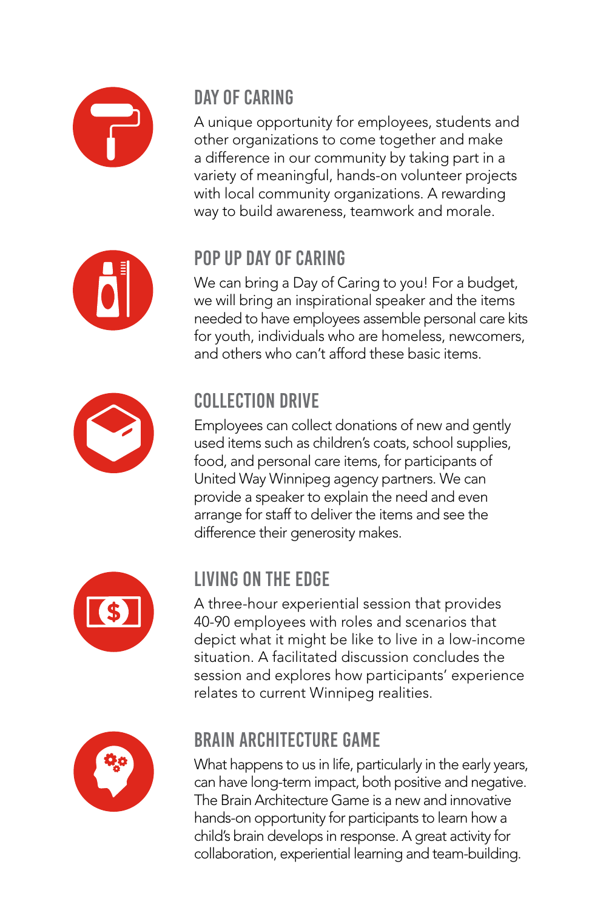## DAY OF CARING

A unique opportunity for employees, students and other organizations to come together and make a difference in our community by taking part in a variety of meaningful, hands-on volunteer projects with local community organizations. A rewarding way to build awareness, teamwork and morale.

## POP UP DAY OF CARING

We can bring a Day of Caring to you! For a budget, we will bring an inspirational speaker and the items needed to have employees assemble personal care kits for youth, individuals who are homeless, newcomers, and others who can't afford these basic items.

## COLLECTION DRIVE

Employees can collect donations of new and gently used items such as children's coats, school supplies, food, and personal care items, for participants of United Way Winnipeg agency partners. We can provide a speaker to explain the need and even arrange for staff to deliver the items and see the difference their generosity makes.

## LIVING ON THE EDGE

A three-hour experiential session that provides 40-90 employees with roles and scenarios that depict what it might be like to live in a low-income situation. A facilitated discussion concludes the session and explores how participants' experience relates to current Winnipeg realities.

## BRAIN ARCHITECTURE GAME

What happens to us in life, particularly in the early years, can have long-term impact, both positive and negative. The Brain Architecture Game is a new and innovative hands-on opportunity for participants to learn how a child's brain develops in response. A great activity for collaboration, experiential learning and team-building.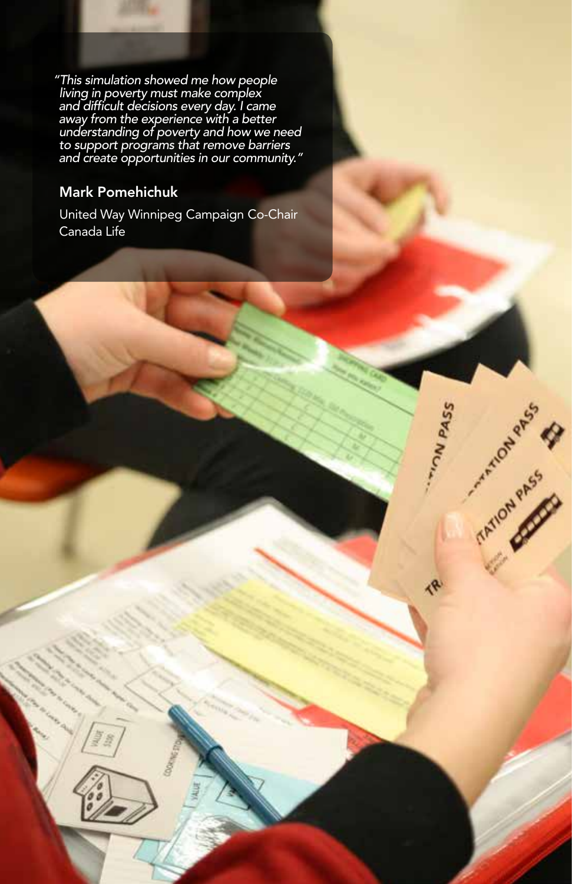*"This simulation showed me how people living in poverty must make complex and difficult decisions every day. I came away from the experience with a better understanding of poverty and how we need to support programs that remove barriers and create opportunities in our community."*

**Mark Pomehichuk**

United Way Winnipeg Campaign Co-Chair
Canada Life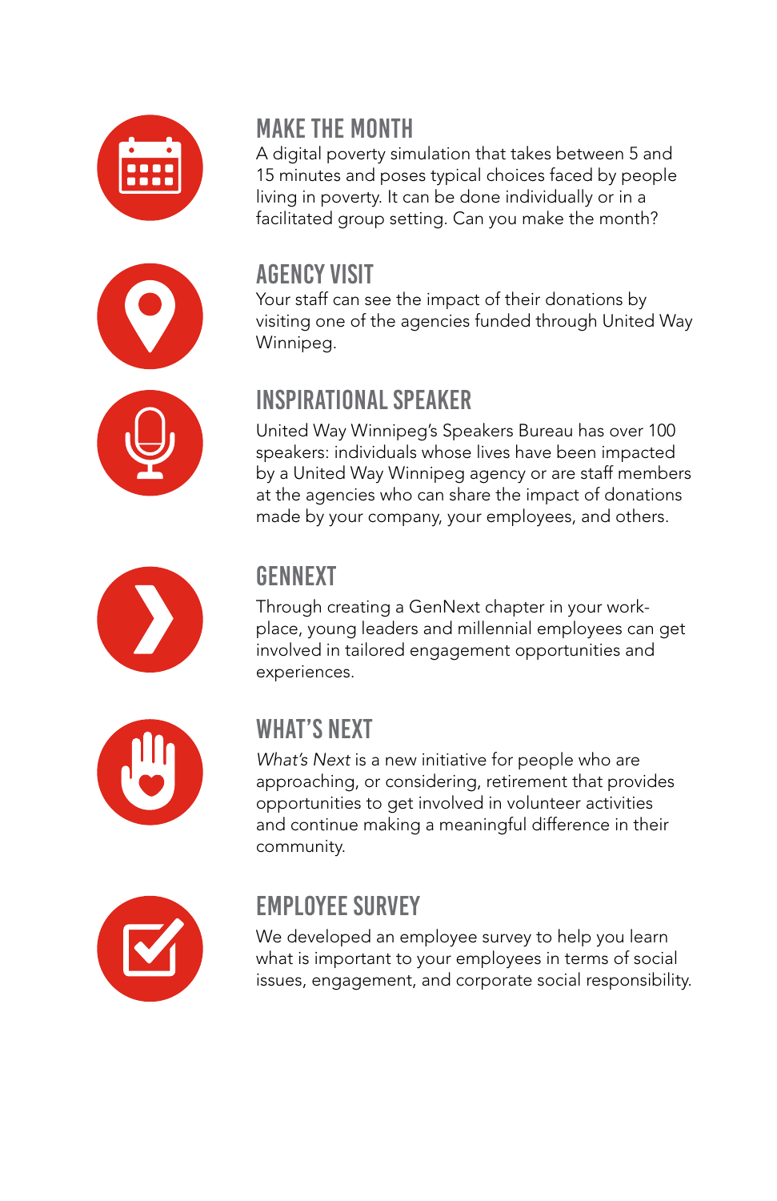## MAKE THE MONTH

A digital poverty simulation that takes between 5 and 15 minutes and poses typical choices faced by people living in poverty. It can be done individually or in a facilitated group setting. Can you make the month?

## AGENCY VISIT

Your staff can see the impact of their donations by visiting one of the agencies funded through United Way Winnipeg.

## INSPIRATIONAL SPEAKER

United Way Winnipeg's Speakers Bureau has over 100 speakers: individuals whose lives have been impacted by a United Way Winnipeg agency or are staff members at the agencies who can share the impact of donations made by your company, your employees, and others.

## GENNEXT

Through creating a GenNext chapter in your workplace, young leaders and millennial employees can get involved in tailored engagement opportunities and experiences.

## WHAT'S NEXT

*What's Next* is a new initiative for people who are approaching, or considering, retirement that provides opportunities to get involved in volunteer activities and continue making a meaningful difference in their community.

## EMPLOYEE SURVEY

We developed an employee survey to help you learn what is important to your employees in terms of social issues, engagement, and corporate social responsibility.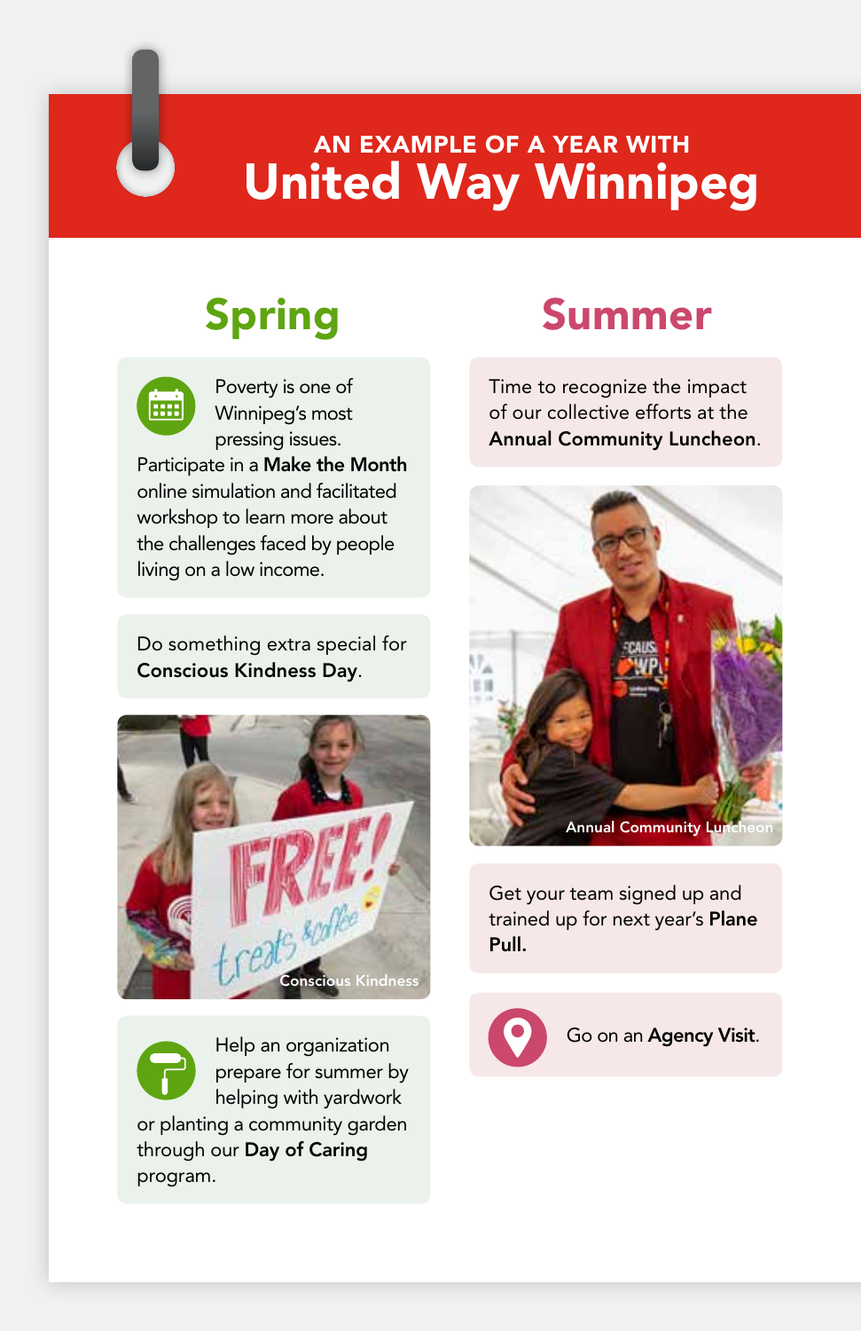AN EXAMPLE OF A YEAR WITH

# United Way Winnipeg

## Spring

Poverty is one of Winnipeg's most pressing issues. Participate in a **Make the Month** online simulation and facilitated workshop to learn more about the challenges faced by people living on a low income.

Do something extra special for **Conscious Kindness Day**.

Conscious Kindness

Help an organization prepare for summer by helping with yardwork or planting a community garden through our **Day of Caring** program.

## Summer

Time to recognize the impact of our collective efforts at the **Annual Community Luncheon**.

Annual Community Luncheon

Get your team signed up and trained up for next year's **Plane Pull.**

Go on an **Agency Visit**.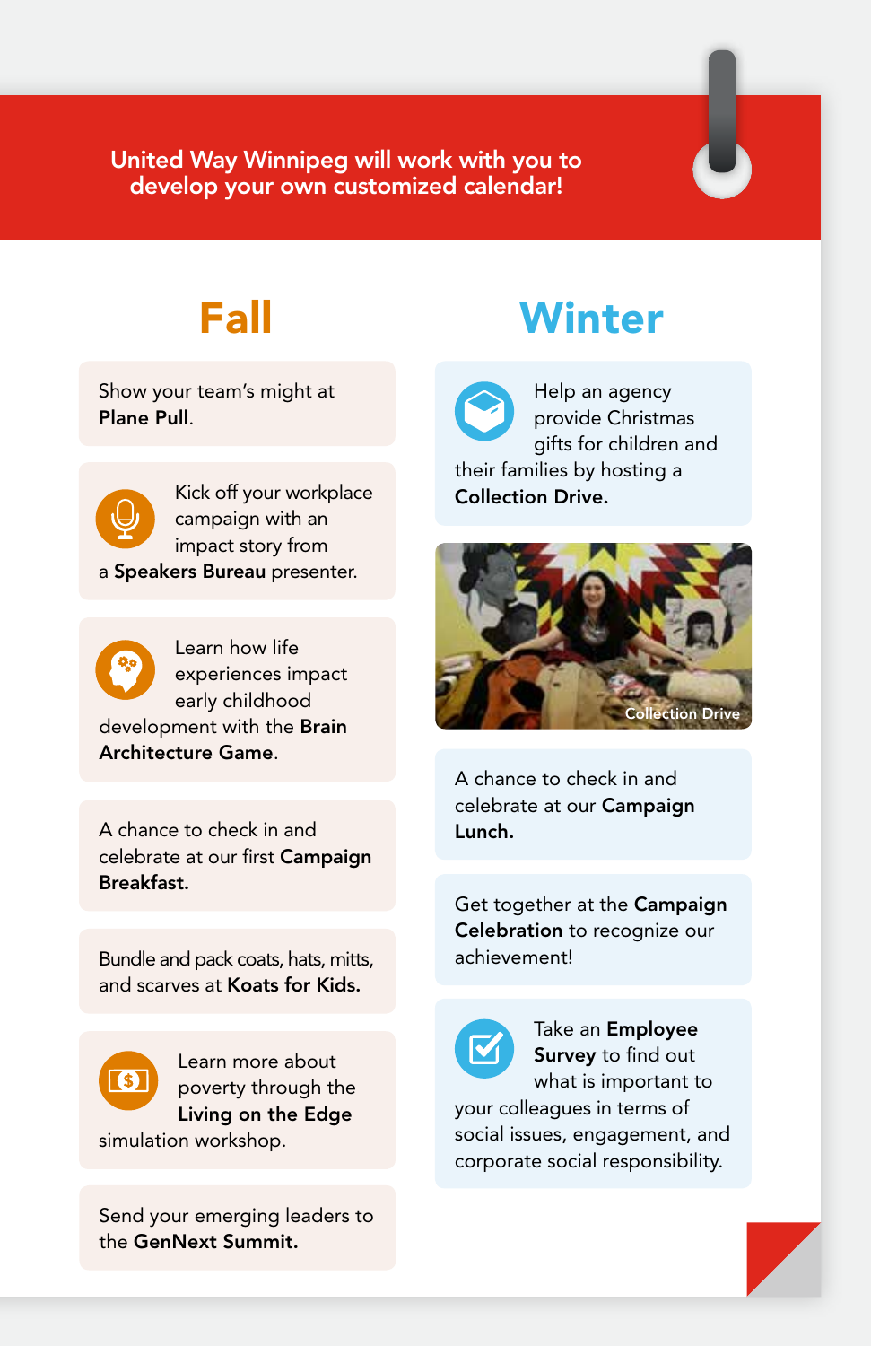United Way Winnipeg will work with you to develop your own customized calendar!

## Fall

Show your team's might at **Plane Pull**.

Kick off your workplace campaign with an impact story from a **Speakers Bureau** presenter.

Learn how life experiences impact early childhood development with the **Brain Architecture Game**.

A chance to check in and celebrate at our first **Campaign Breakfast.**

Bundle and pack coats, hats, mitts, and scarves at **Koats for Kids.**

Learn more about poverty through the **Living on the Edge** simulation workshop.

Send your emerging leaders to the **GenNext Summit.**

## Winter

Help an agency provide Christmas gifts for children and their families by hosting a **Collection Drive.**

Collection Drive

A chance to check in and celebrate at our **Campaign Lunch.**

Get together at the **Campaign Celebration** to recognize our achievement!

Take an **Employee Survey** to find out what is important to your colleagues in terms of social issues, engagement, and corporate social responsibility.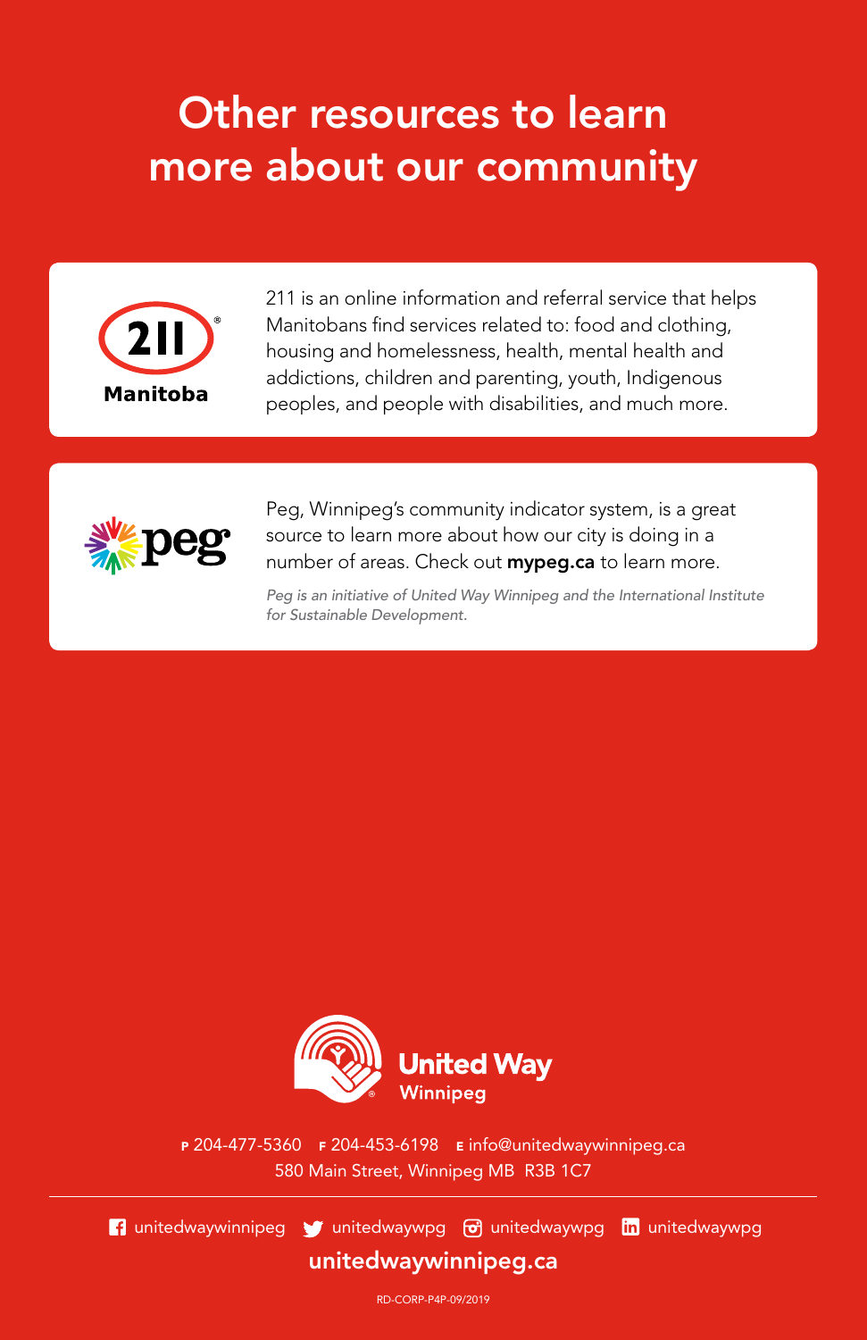# Other resources to learn more about our community

211 Manitoba

211 is an online information and referral service that helps Manitobans find services related to: food and clothing, housing and homelessness, health, mental health and addictions, children and parenting, youth, Indigenous peoples, and people with disabilities, and much more.

peg

Peg, Winnipeg's community indicator system, is a great source to learn more about how our city is doing in a number of areas. Check out **mypeg.ca** to learn more.

*Peg is an initiative of United Way Winnipeg and the International Institute for Sustainable Development.*

United Way Winnipeg

**P** 204-477-5360 **F** 204-453-6198 **E** info@unitedwaywinnipeg.ca
580 Main Street, Winnipeg MB R3B 1C7

unitedwaywinnipeg unitedwaywpg unitedwaywpg unitedwaywpg

**unitedwaywinnipeg.ca**

RD-CORP-P4P-09/2019